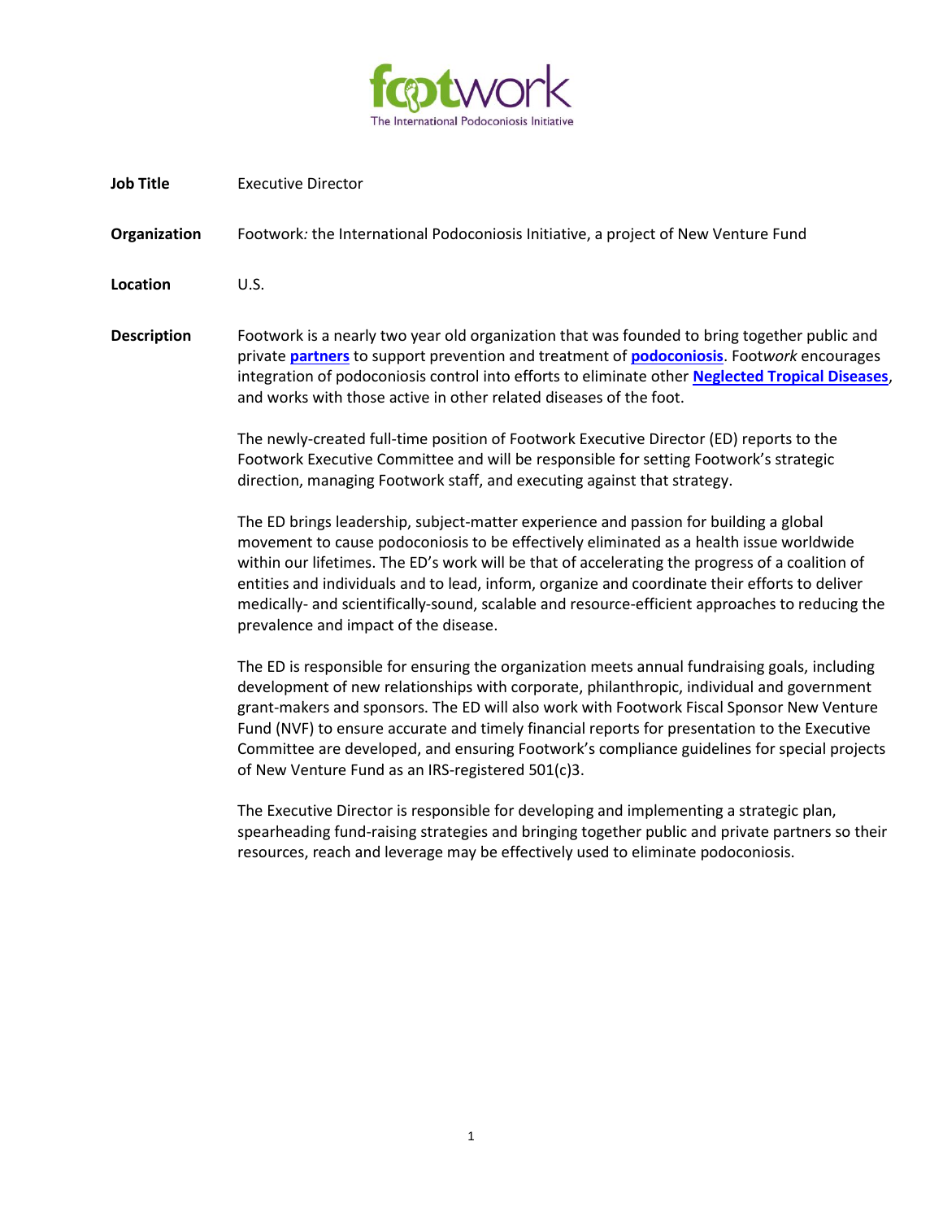**footwork**

The International Podoconiosis Initiative

**Job Title** Executive Director

**Organization** Footwork*:* the International Podoconiosis Initiative, a project of New Venture Fund

**Location** U.S.

**Description**

Footwork is a nearly two year old organization that was founded to bring together public and private **partners** to support prevention and treatment of **podoconiosis**. Foot*work* encourages integration of podoconiosis control into efforts to eliminate other **Neglected Tropical Diseases**, and works with those active in other related diseases of the foot.

The newly-created full-time position of Footwork Executive Director (ED) reports to the Footwork Executive Committee and will be responsible for setting Footwork's strategic direction, managing Footwork staff, and executing against that strategy.

The ED brings leadership, subject-matter experience and passion for building a global movement to cause podoconiosis to be effectively eliminated as a health issue worldwide within our lifetimes. The ED's work will be that of accelerating the progress of a coalition of entities and individuals and to lead, inform, organize and coordinate their efforts to deliver medically- and scientifically-sound, scalable and resource-efficient approaches to reducing the prevalence and impact of the disease.

The ED is responsible for ensuring the organization meets annual fundraising goals, including development of new relationships with corporate, philanthropic, individual and government grant-makers and sponsors. The ED will also work with Footwork Fiscal Sponsor New Venture Fund (NVF) to ensure accurate and timely financial reports for presentation to the Executive Committee are developed, and ensuring Footwork's compliance guidelines for special projects of New Venture Fund as an IRS-registered 501(c)3.

The Executive Director is responsible for developing and implementing a strategic plan, spearheading fund-raising strategies and bringing together public and private partners so their resources, reach and leverage may be effectively used to eliminate podoconiosis.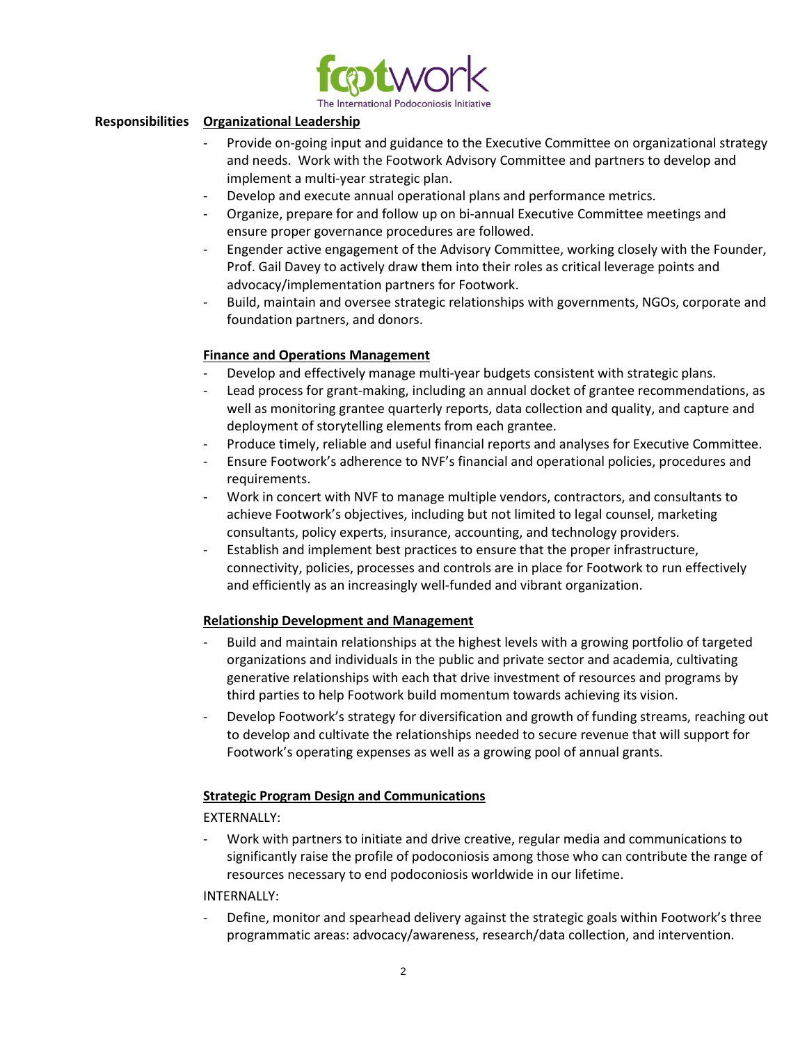**Responsibilities**

**Organizational Leadership**

- Provide on-going input and guidance to the Executive Committee on organizational strategy and needs. Work with the Footwork Advisory Committee and partners to develop and implement a multi-year strategic plan.
- Develop and execute annual operational plans and performance metrics.
- Organize, prepare for and follow up on bi-annual Executive Committee meetings and ensure proper governance procedures are followed.
- Engender active engagement of the Advisory Committee, working closely with the Founder, Prof. Gail Davey to actively draw them into their roles as critical leverage points and advocacy/implementation partners for Footwork.
- Build, maintain and oversee strategic relationships with governments, NGOs, corporate and foundation partners, and donors.

**Finance and Operations Management**

- Develop and effectively manage multi-year budgets consistent with strategic plans.
- Lead process for grant-making, including an annual docket of grantee recommendations, as well as monitoring grantee quarterly reports, data collection and quality, and capture and deployment of storytelling elements from each grantee.
- Produce timely, reliable and useful financial reports and analyses for Executive Committee.
- Ensure Footwork's adherence to NVF's financial and operational policies, procedures and requirements.
- Work in concert with NVF to manage multiple vendors, contractors, and consultants to achieve Footwork's objectives, including but not limited to legal counsel, marketing consultants, policy experts, insurance, accounting, and technology providers.
- Establish and implement best practices to ensure that the proper infrastructure, connectivity, policies, processes and controls are in place for Footwork to run effectively and efficiently as an increasingly well-funded and vibrant organization.

**Relationship Development and Management**

- Build and maintain relationships at the highest levels with a growing portfolio of targeted organizations and individuals in the public and private sector and academia, cultivating generative relationships with each that drive investment of resources and programs by third parties to help Footwork build momentum towards achieving its vision.
- Develop Footwork's strategy for diversification and growth of funding streams, reaching out to develop and cultivate the relationships needed to secure revenue that will support for Footwork's operating expenses as well as a growing pool of annual grants.

**Strategic Program Design and Communications**

EXTERNALLY:

- Work with partners to initiate and drive creative, regular media and communications to significantly raise the profile of podoconiosis among those who can contribute the range of resources necessary to end podoconiosis worldwide in our lifetime.

INTERNALLY:

- Define, monitor and spearhead delivery against the strategic goals within Footwork's three programmatic areas: advocacy/awareness, research/data collection, and intervention.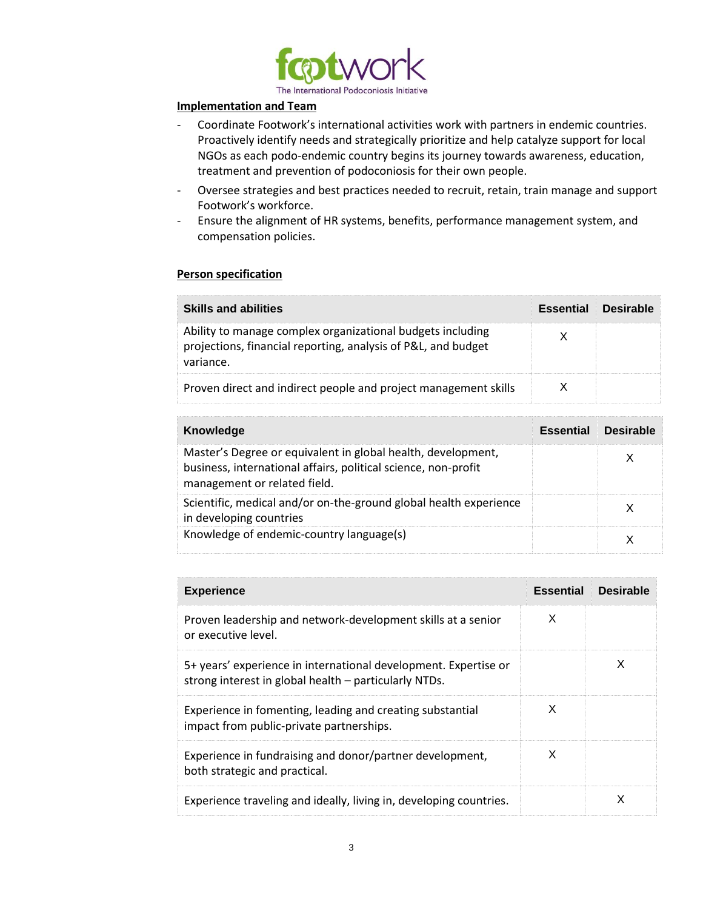## Implementation and Team

- Coordinate Footwork's international activities work with partners in endemic countries. Proactively identify needs and strategically prioritize and help catalyze support for local NGOs as each podo-endemic country begins its journey towards awareness, education, treatment and prevention of podoconiosis for their own people.
- Oversee strategies and best practices needed to recruit, retain, train manage and support Footwork's workforce.
- Ensure the alignment of HR systems, benefits, performance management system, and compensation policies.

## Person specification

| Skills and abilities | Essential | Desirable |
|---|---|---|
| Ability to manage complex organizational budgets including projections, financial reporting, analysis of P&L, and budget variance. | X | |
| Proven direct and indirect people and project management skills | X | |

| Knowledge | Essential | Desirable |
|---|---|---|
| Master's Degree or equivalent in global health, development, business, international affairs, political science, non-profit management or related field. | | X |
| Scientific, medical and/or on-the-ground global health experience in developing countries | | X |
| Knowledge of endemic-country language(s) | | X |

| Experience | Essential | Desirable |
|---|---|---|
| Proven leadership and network-development skills at a senior or executive level. | X | |
| 5+ years' experience in international development. Expertise or strong interest in global health – particularly NTDs. | | X |
| Experience in fomenting, leading and creating substantial impact from public-private partnerships. | X | |
| Experience in fundraising and donor/partner development, both strategic and practical. | X | |
| Experience traveling and ideally, living in, developing countries. | | X |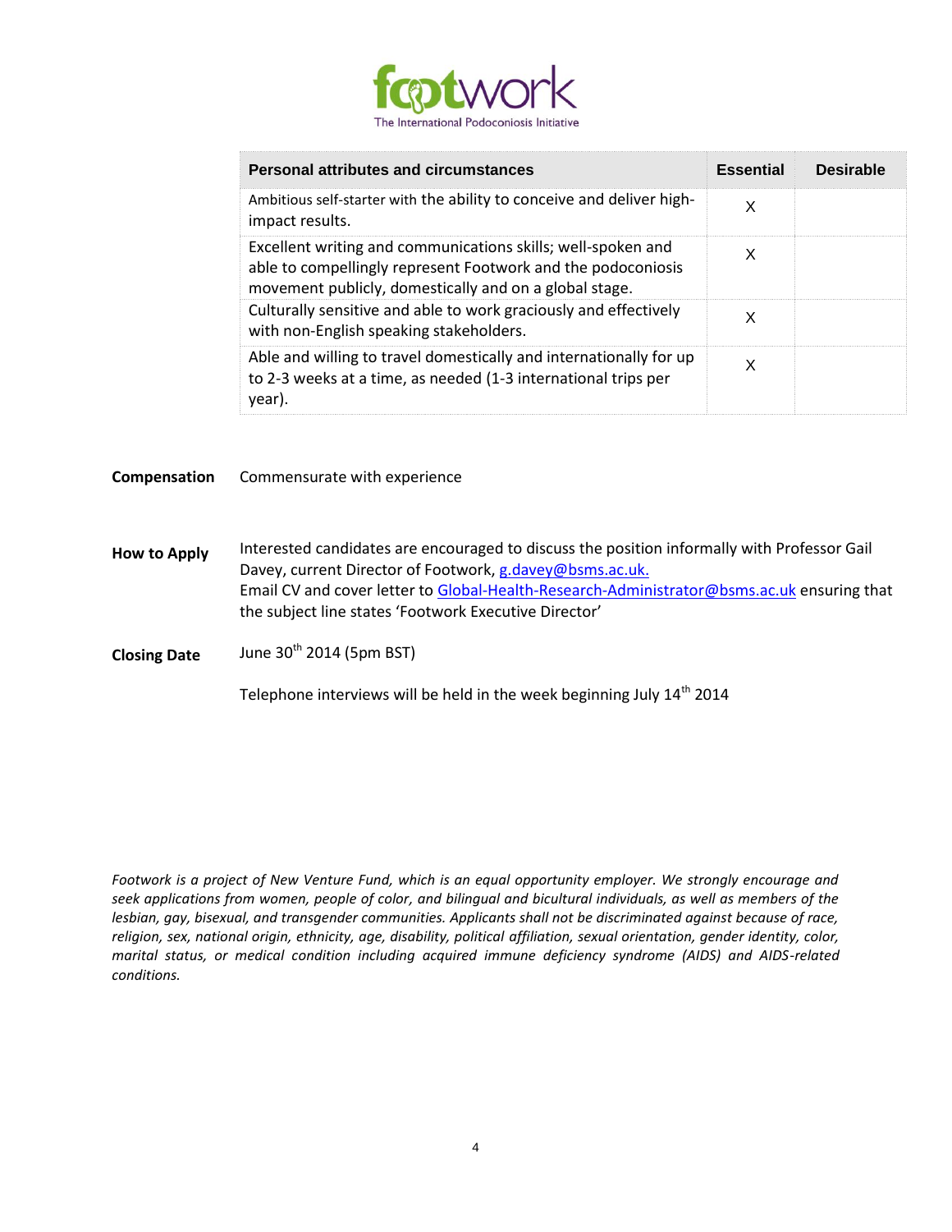| Personal attributes and circumstances | Essential | Desirable |
|---|---|---|
| Ambitious self-starter with the ability to conceive and deliver high-impact results. | X | |
| Excellent writing and communications skills; well-spoken and able to compellingly represent Footwork and the podoconiosis movement publicly, domestically and on a global stage. | X | |
| Culturally sensitive and able to work graciously and effectively with non-English speaking stakeholders. | X | |
| Able and willing to travel domestically and internationally for up to 2-3 weeks at a time, as needed (1-3 international trips per year). | X | |

**Compensation** Commensurate with experience

**How to Apply** Interested candidates are encouraged to discuss the position informally with Professor Gail Davey, current Director of Footwork, g.davey@bsms.ac.uk.
Email CV and cover letter to Global-Health-Research-Administrator@bsms.ac.uk ensuring that the subject line states 'Footwork Executive Director'

**Closing Date** June 30th 2014 (5pm BST)

Telephone interviews will be held in the week beginning July 14th 2014

*Footwork is a project of New Venture Fund, which is an equal opportunity employer. We strongly encourage and seek applications from women, people of color, and bilingual and bicultural individuals, as well as members of the lesbian, gay, bisexual, and transgender communities. Applicants shall not be discriminated against because of race, religion, sex, national origin, ethnicity, age, disability, political affiliation, sexual orientation, gender identity, color, marital status, or medical condition including acquired immune deficiency syndrome (AIDS) and AIDS-related conditions.*